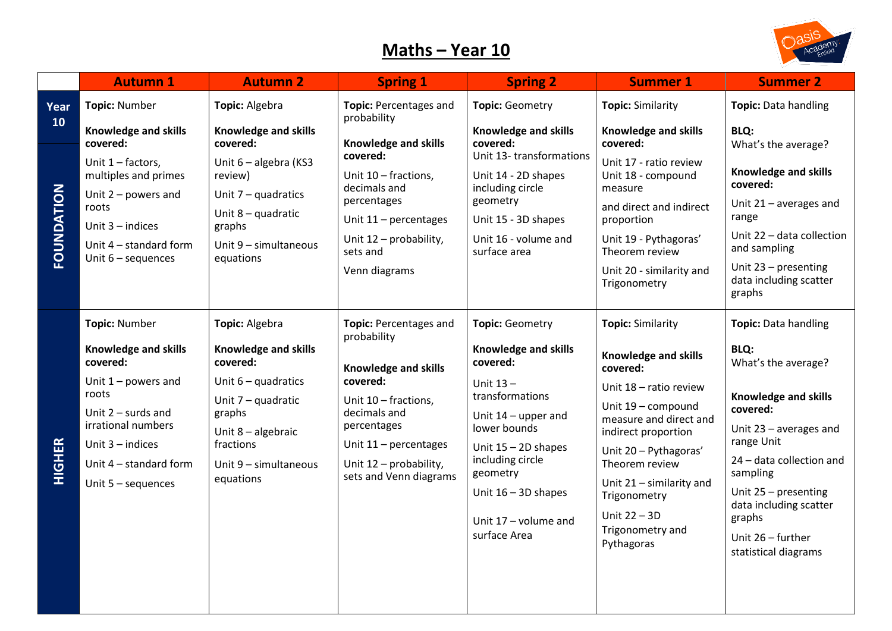# Maths – Year 10

| | Autumn 1 | Autumn 2 | Spring 1 | Spring 2 | Summer 1 | Summer 2 |
|---|---|---|---|---|---|---|
| **Year 10 FOUNDATION** | **Topic:** Number<br><br>**Knowledge and skills covered:**<br>Unit 1 – factors, multiples and primes<br>Unit 2 – powers and roots<br>Unit 3 – indices<br>Unit 4 – standard form<br>Unit 6 – sequences | **Topic:** Algebra<br><br>**Knowledge and skills covered:**<br>Unit 6 – algebra (KS3 review)<br>Unit 7 – quadratics<br>Unit 8 – quadratic graphs<br>Unit 9 – simultaneous equations | **Topic:** Percentages and probability<br><br>**Knowledge and skills covered:**<br>Unit 10 – fractions, decimals and percentages<br>Unit 11 – percentages<br>Unit 12 – probability, sets and<br>Venn diagrams | **Topic:** Geometry<br><br>**Knowledge and skills covered:**<br>Unit 13- transformations<br>Unit 14 - 2D shapes including circle geometry<br>Unit 15 - 3D shapes<br>Unit 16 - volume and surface area | **Topic:** Similarity<br><br>**Knowledge and skills covered:**<br>Unit 17 - ratio review<br>Unit 18 - compound measure<br>and direct and indirect proportion<br>Unit 19 - Pythagoras' Theorem review<br>Unit 20 - similarity and Trigonometry | **Topic:** Data handling<br><br>**BLQ:**<br>What's the average?<br><br>**Knowledge and skills covered:**<br>Unit 21 – averages and range<br>Unit 22 – data collection and sampling<br>Unit 23 – presenting data including scatter graphs |
| **HIGHER** | **Topic:** Number<br><br>**Knowledge and skills covered:**<br>Unit 1 – powers and roots<br>Unit 2 – surds and irrational numbers<br>Unit 3 – indices<br>Unit 4 – standard form<br>Unit 5 – sequences | **Topic:** Algebra<br><br>**Knowledge and skills covered:**<br>Unit 6 – quadratics<br>Unit 7 – quadratic graphs<br>Unit 8 – algebraic fractions<br>Unit 9 – simultaneous equations | **Topic:** Percentages and probability<br><br>**Knowledge and skills covered:**<br>Unit 10 – fractions, decimals and percentages<br>Unit 11 – percentages<br>Unit 12 – probability, sets and Venn diagrams | **Topic:** Geometry<br><br>**Knowledge and skills covered:**<br>Unit 13 – transformations<br>Unit 14 – upper and lower bounds<br>Unit 15 – 2D shapes including circle geometry<br>Unit 16 – 3D shapes<br>Unit 17 – volume and surface Area | **Topic:** Similarity<br><br>**Knowledge and skills covered:**<br>Unit 18 – ratio review<br>Unit 19 – compound measure and direct and indirect proportion<br>Unit 20 – Pythagoras' Theorem review<br>Unit 21 – similarity and Trigonometry<br>Unit 22 – 3D Trigonometry and Pythagoras | **Topic:** Data handling<br><br>**BLQ:**<br>What's the average?<br><br>**Knowledge and skills covered:**<br>Unit 23 – averages and range Unit<br>24 – data collection and sampling<br>Unit 25 – presenting data including scatter graphs<br>Unit 26 – further statistical diagrams |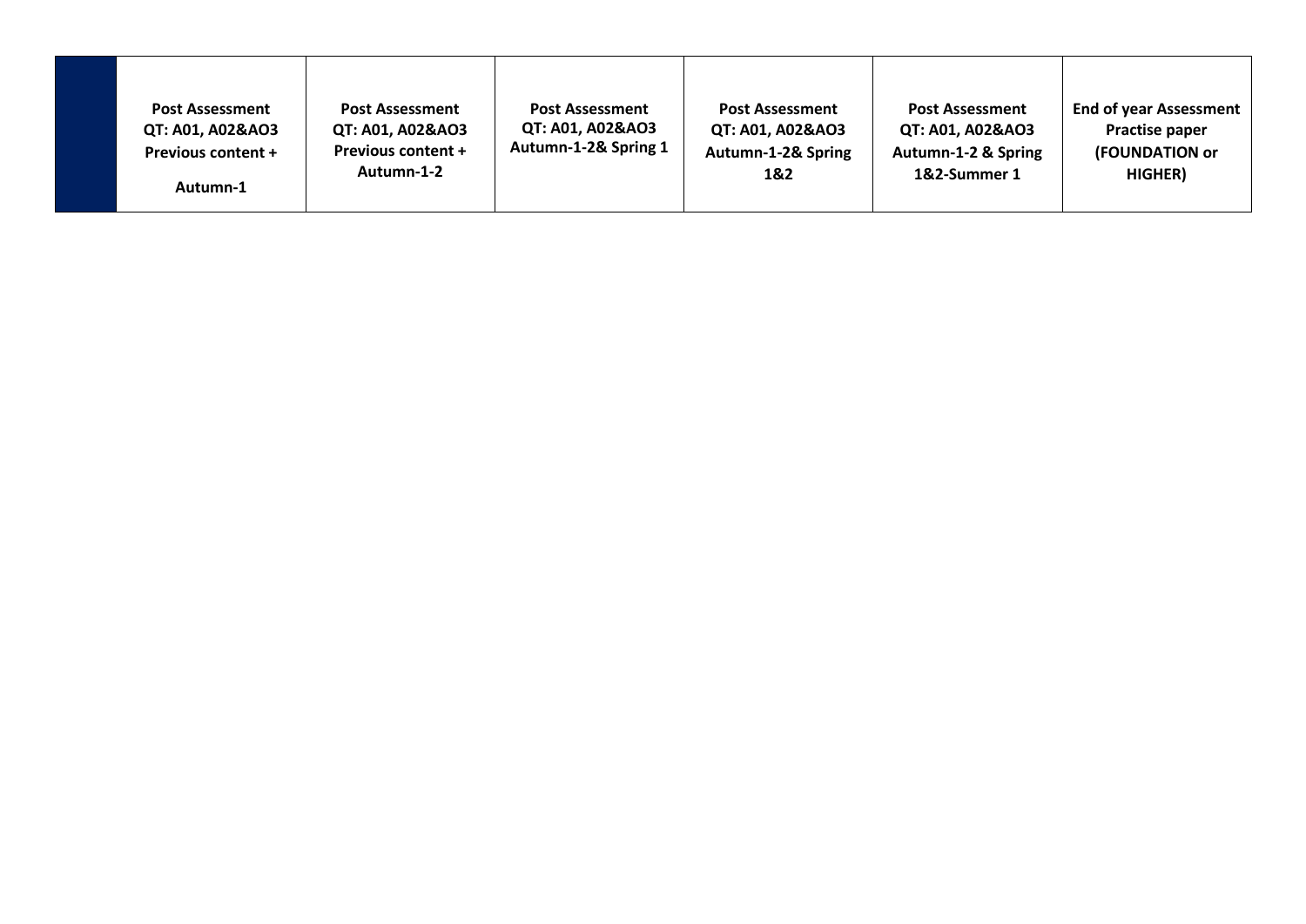| | | | | | | |
|---|---|---|---|---|---|---|
| | **Post Assessment QT: A01, A02&AO3 Previous content + Autumn-1** | **Post Assessment QT: A01, A02&AO3 Previous content + Autumn-1-2** | **Post Assessment QT: A01, A02&AO3 Autumn-1-2& Spring 1** | **Post Assessment QT: A01, A02&AO3 Autumn-1-2& Spring 1&2** | **Post Assessment QT: A01, A02&AO3 Autumn-1-2 & Spring 1&2-Summer 1** | **End of year Assessment Practise paper (FOUNDATION or HIGHER)** |